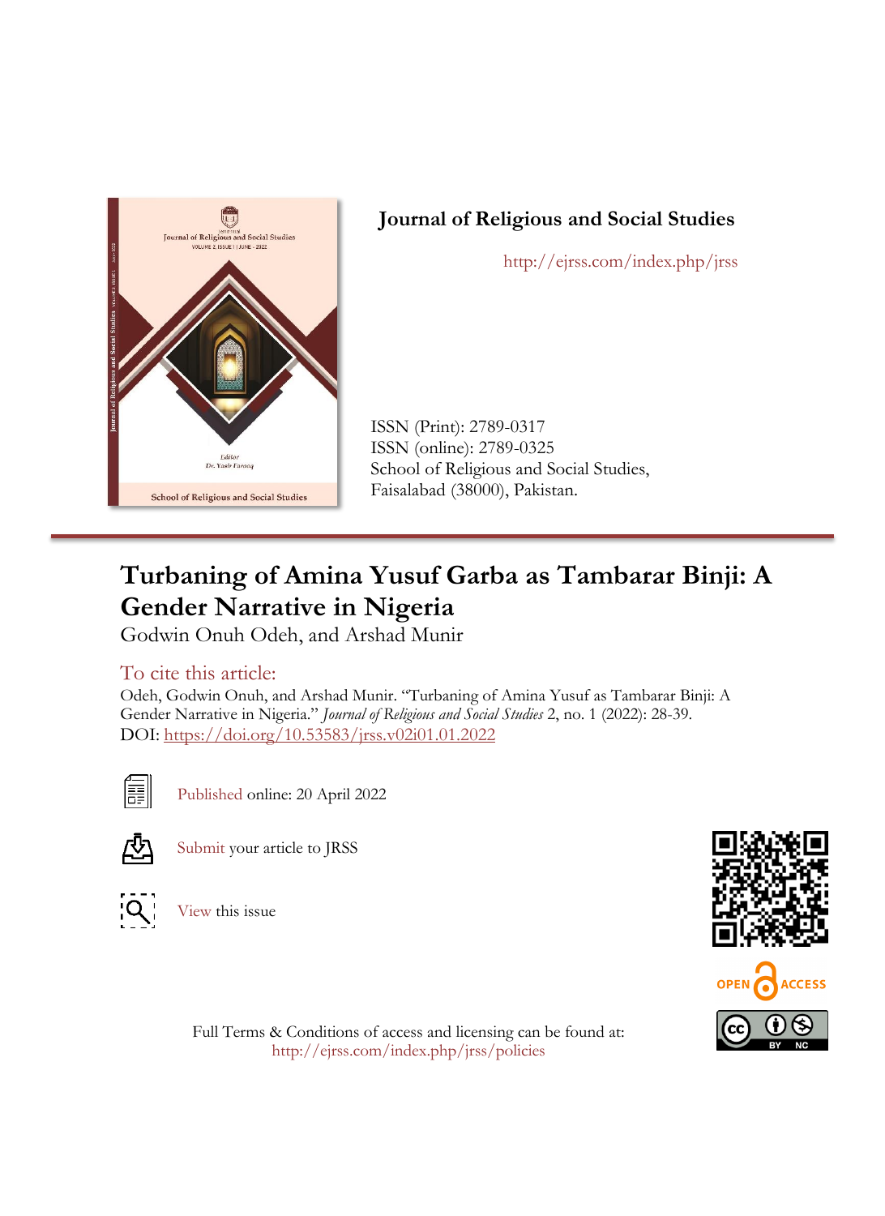# Journal of Religious and Social Studies

http://ejrss.com/index.php/jrss

ISSN (Print): 2789-0317
ISSN (online): 2789-0325
School of Religious and Social Studies,
Faisalabad (38000), Pakistan.

---

# Turbaning of Amina Yusuf Garba as Tambarar Binji: A Gender Narrative in Nigeria

Godwin Onuh Odeh, and Arshad Munir

## To cite this article:

Odeh, Godwin Onuh, and Arshad Munir. "Turbaning of Amina Yusuf as Tambarar Binji: A Gender Narrative in Nigeria." *Journal of Religious and Social Studies* 2, no. 1 (2022): 28-39.
DOI: https://doi.org/10.53583/jrss.v02i01.01.2022

Published online: 20 April 2022

Submit your article to JRSS

View this issue

OPEN ACCESS

Full Terms & Conditions of access and licensing can be found at:
http://ejrss.com/index.php/jrss/policies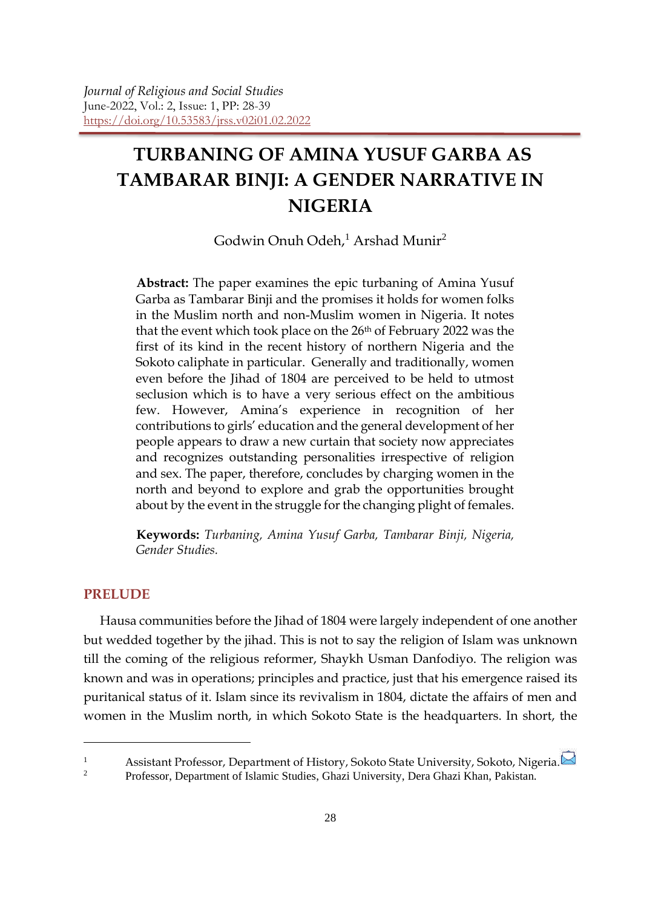# TURBANING OF AMINA YUSUF GARBA AS TAMBARAR BINJI: A GENDER NARRATIVE IN NIGERIA

Godwin Onuh Odeh,[1] Arshad Munir[2]

**Abstract:** The paper examines the epic turbaning of Amina Yusuf Garba as Tambarar Binji and the promises it holds for women folks in the Muslim north and non-Muslim women in Nigeria. It notes that the event which took place on the 26th of February 2022 was the first of its kind in the recent history of northern Nigeria and the Sokoto caliphate in particular. Generally and traditionally, women even before the Jihad of 1804 are perceived to be held to utmost seclusion which is to have a very serious effect on the ambitious few. However, Amina's experience in recognition of her contributions to girls' education and the general development of her people appears to draw a new curtain that society now appreciates and recognizes outstanding personalities irrespective of religion and sex. The paper, therefore, concludes by charging women in the north and beyond to explore and grab the opportunities brought about by the event in the struggle for the changing plight of females.

**Keywords:** *Turbaning, Amina Yusuf Garba, Tambarar Binji, Nigeria, Gender Studies.*

## PRELUDE

Hausa communities before the Jihad of 1804 were largely independent of one another but wedded together by the jihad. This is not to say the religion of Islam was unknown till the coming of the religious reformer, Shaykh Usman Danfodiyo. The religion was known and was in operations; principles and practice, just that his emergence raised its puritanical status of it. Islam since its revivalism in 1804, dictate the affairs of men and women in the Muslim north, in which Sokoto State is the headquarters. In short, the

---

[1] Assistant Professor, Department of History, Sokoto State University, Sokoto, Nigeria.

[2] Professor, Department of Islamic Studies, Ghazi University, Dera Ghazi Khan, Pakistan.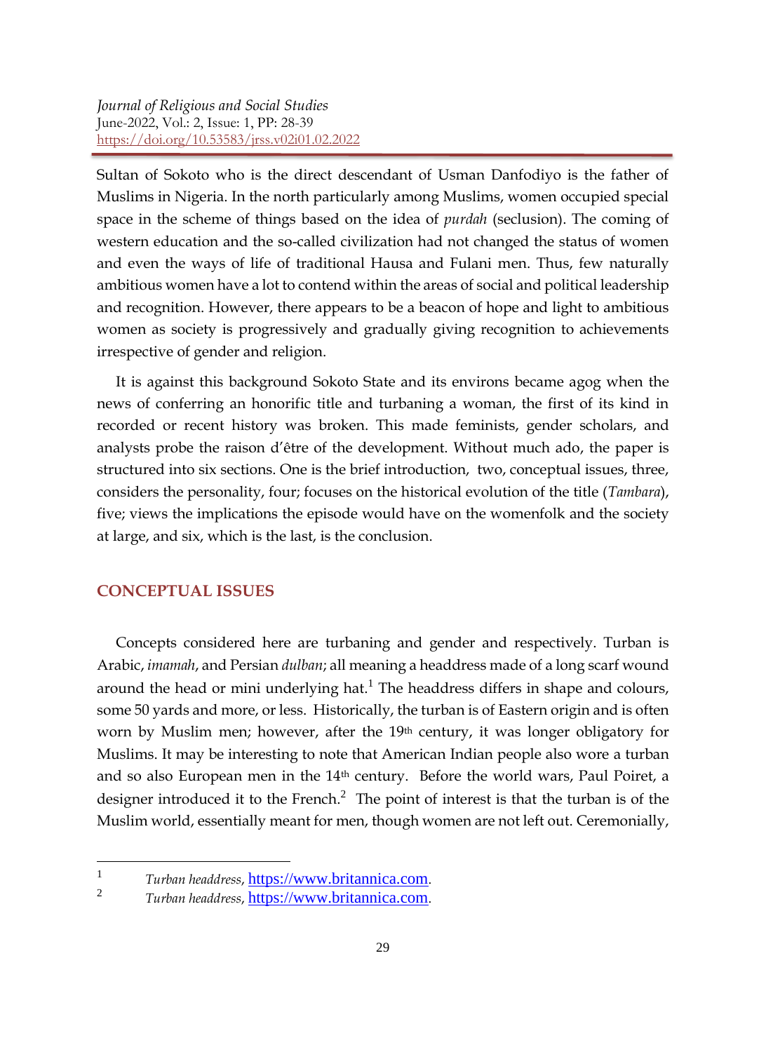Sultan of Sokoto who is the direct descendant of Usman Danfodiyo is the father of Muslims in Nigeria. In the north particularly among Muslims, women occupied special space in the scheme of things based on the idea of *purdah* (seclusion). The coming of western education and the so-called civilization had not changed the status of women and even the ways of life of traditional Hausa and Fulani men. Thus, few naturally ambitious women have a lot to contend within the areas of social and political leadership and recognition. However, there appears to be a beacon of hope and light to ambitious women as society is progressively and gradually giving recognition to achievements irrespective of gender and religion.

It is against this background Sokoto State and its environs became agog when the news of conferring an honorific title and turbaning a woman, the first of its kind in recorded or recent history was broken. This made feminists, gender scholars, and analysts probe the raison d'être of the development. Without much ado, the paper is structured into six sections. One is the brief introduction, two, conceptual issues, three, considers the personality, four; focuses on the historical evolution of the title (*Tambara*), five; views the implications the episode would have on the womenfolk and the society at large, and six, which is the last, is the conclusion.

## CONCEPTUAL ISSUES

Concepts considered here are turbaning and gender and respectively. Turban is Arabic, *imamah*, and Persian *dulban*; all meaning a headdress made of a long scarf wound around the head or mini underlying hat.[1] The headdress differs in shape and colours, some 50 yards and more, or less. Historically, the turban is of Eastern origin and is often worn by Muslim men; however, after the 19th century, it was longer obligatory for Muslims. It may be interesting to note that American Indian people also wore a turban and so also European men in the 14th century. Before the world wars, Paul Poiret, a designer introduced it to the French.[2] The point of interest is that the turban is of the Muslim world, essentially meant for men, though women are not left out. Ceremonially,

---

1 *Turban headdress*, https://www.britannica.com.

2 *Turban headdress*, https://www.britannica.com.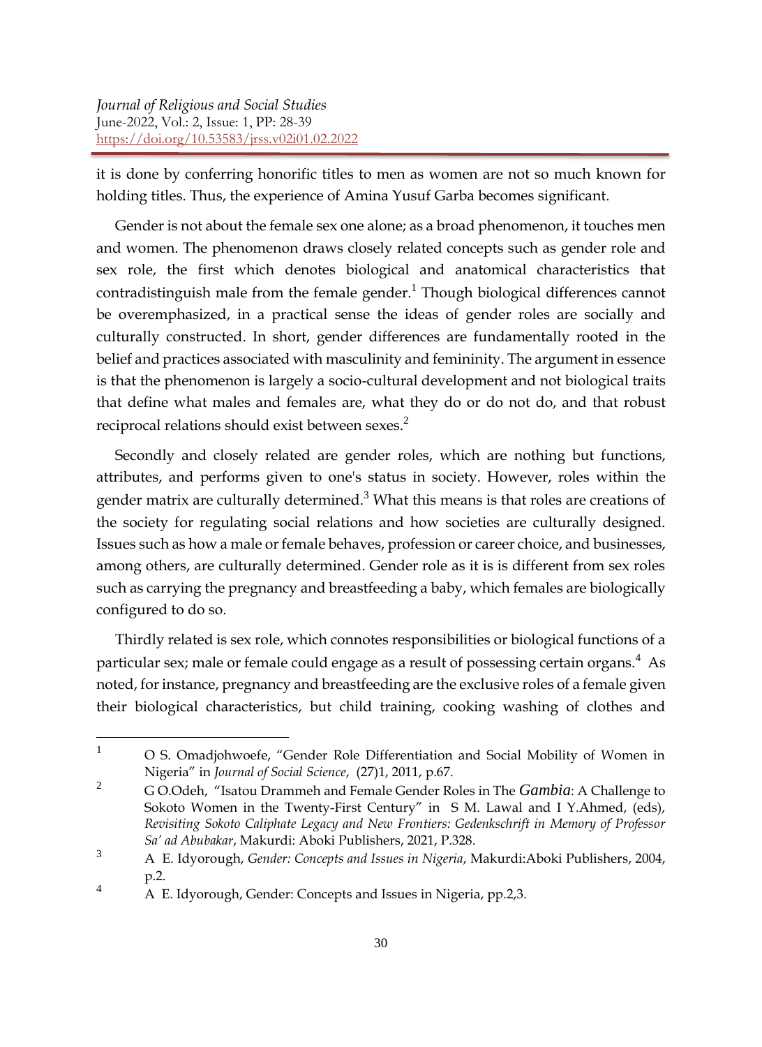it is done by conferring honorific titles to men as women are not so much known for holding titles. Thus, the experience of Amina Yusuf Garba becomes significant.

Gender is not about the female sex one alone; as a broad phenomenon, it touches men and women. The phenomenon draws closely related concepts such as gender role and sex role, the first which denotes biological and anatomical characteristics that contradistinguish male from the female gender.[1] Though biological differences cannot be overemphasized, in a practical sense the ideas of gender roles are socially and culturally constructed. In short, gender differences are fundamentally rooted in the belief and practices associated with masculinity and femininity. The argument in essence is that the phenomenon is largely a socio-cultural development and not biological traits that define what males and females are, what they do or do not do, and that robust reciprocal relations should exist between sexes.[2]

Secondly and closely related are gender roles, which are nothing but functions, attributes, and performs given to one's status in society. However, roles within the gender matrix are culturally determined.[3] What this means is that roles are creations of the society for regulating social relations and how societies are culturally designed. Issues such as how a male or female behaves, profession or career choice, and businesses, among others, are culturally determined. Gender role as it is is different from sex roles such as carrying the pregnancy and breastfeeding a baby, which females are biologically configured to do so.

Thirdly related is sex role, which connotes responsibilities or biological functions of a particular sex; male or female could engage as a result of possessing certain organs.[4] As noted, for instance, pregnancy and breastfeeding are the exclusive roles of a female given their biological characteristics, but child training, cooking washing of clothes and

---

1 O S. Omadjohwoefe, "Gender Role Differentiation and Social Mobility of Women in Nigeria" in *Journal of Social Science*, (27)1, 2011, p.67.

2 G O.Odeh, "Isatou Drammeh and Female Gender Roles in The Gambia: A Challenge to Sokoto Women in the Twenty-First Century" in S M. Lawal and I Y.Ahmed, (eds), *Revisiting Sokoto Caliphate Legacy and New Frontiers: Gedenkschrift in Memory of Professor Sa' ad Abubakar*, Makurdi: Aboki Publishers, 2021, P.328.

3 A E. Idyorough, *Gender: Concepts and Issues in Nigeria*, Makurdi:Aboki Publishers, 2004, p.2.

4 A E. Idyorough, Gender: Concepts and Issues in Nigeria, pp.2,3.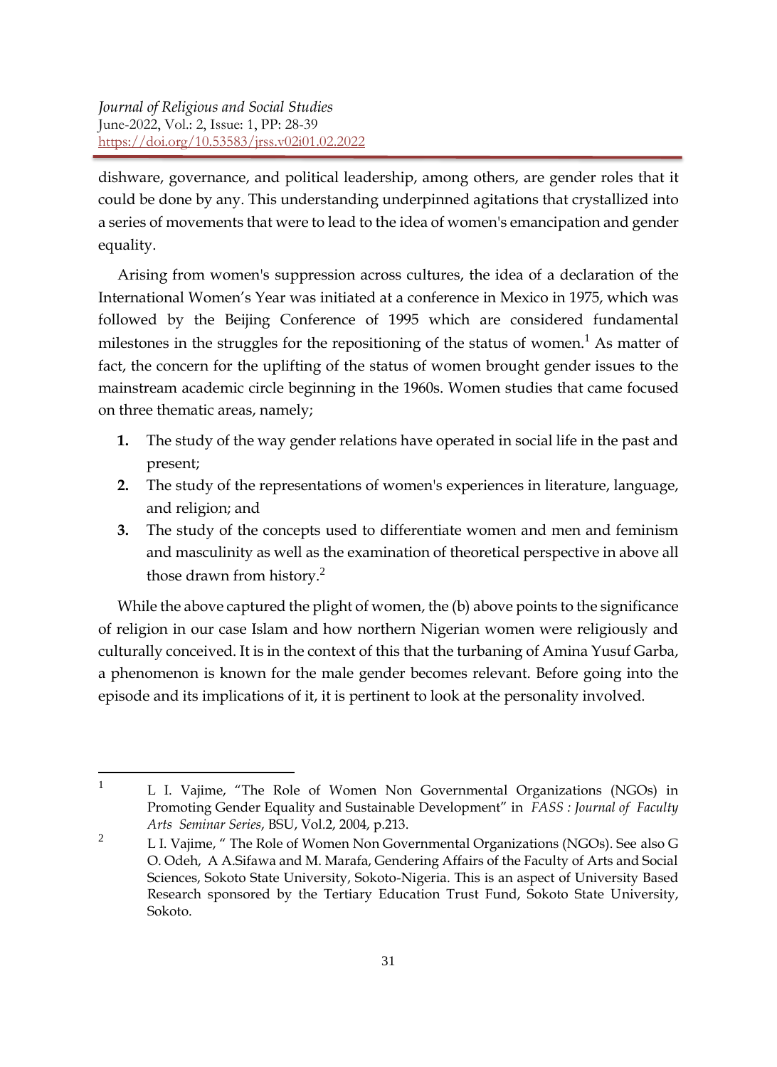dishware, governance, and political leadership, among others, are gender roles that it could be done by any. This understanding underpinned agitations that crystallized into a series of movements that were to lead to the idea of women's emancipation and gender equality.

Arising from women's suppression across cultures, the idea of a declaration of the International Women's Year was initiated at a conference in Mexico in 1975, which was followed by the Beijing Conference of 1995 which are considered fundamental milestones in the struggles for the repositioning of the status of women.[1] As matter of fact, the concern for the uplifting of the status of women brought gender issues to the mainstream academic circle beginning in the 1960s. Women studies that came focused on three thematic areas, namely;

1. The study of the way gender relations have operated in social life in the past and present;
2. The study of the representations of women's experiences in literature, language, and religion; and
3. The study of the concepts used to differentiate women and men and feminism and masculinity as well as the examination of theoretical perspective in above all those drawn from history.[2]

While the above captured the plight of women, the (b) above points to the significance of religion in our case Islam and how northern Nigerian women were religiously and culturally conceived. It is in the context of this that the turbaning of Amina Yusuf Garba, a phenomenon is known for the male gender becomes relevant. Before going into the episode and its implications of it, it is pertinent to look at the personality involved.

---

[1] L I. Vajime, "The Role of Women Non Governmental Organizations (NGOs) in Promoting Gender Equality and Sustainable Development" in *FASS : Journal of Faculty Arts Seminar Series*, BSU, Vol.2, 2004, p.213.

[2] L I. Vajime, " The Role of Women Non Governmental Organizations (NGOs). See also G O. Odeh, A A.Sifawa and M. Marafa, Gendering Affairs of the Faculty of Arts and Social Sciences, Sokoto State University, Sokoto-Nigeria. This is an aspect of University Based Research sponsored by the Tertiary Education Trust Fund, Sokoto State University, Sokoto.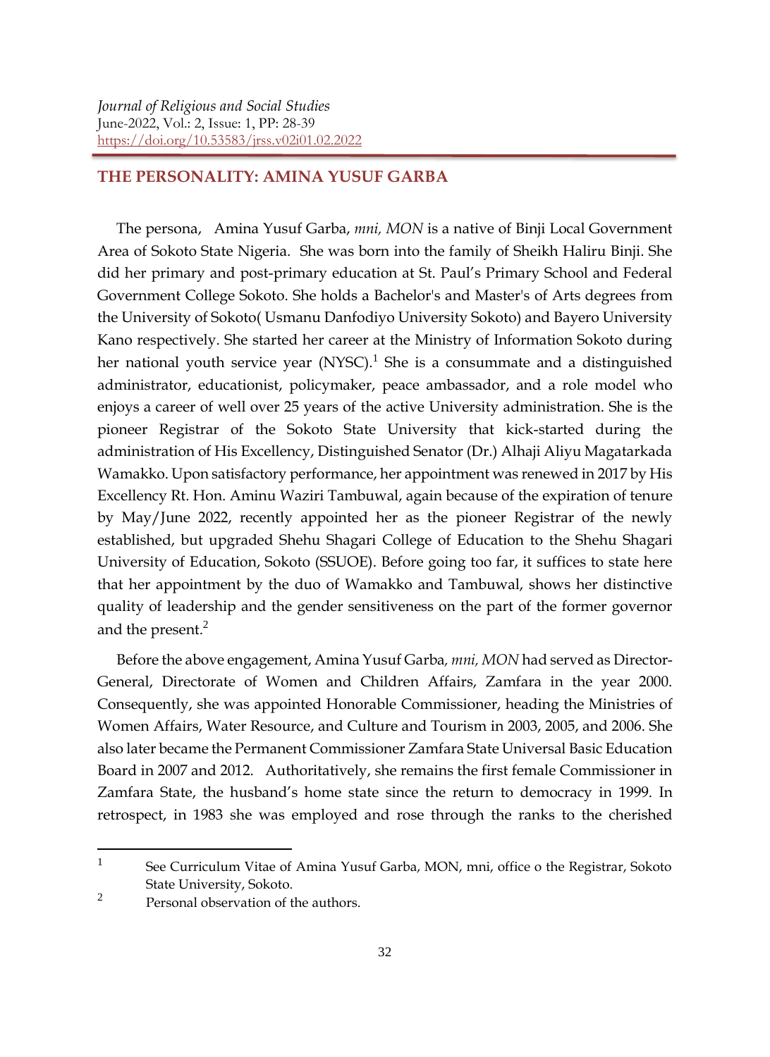## THE PERSONALITY: AMINA YUSUF GARBA

The persona, Amina Yusuf Garba, *mni, MON* is a native of Binji Local Government Area of Sokoto State Nigeria. She was born into the family of Sheikh Haliru Binji. She did her primary and post-primary education at St. Paul's Primary School and Federal Government College Sokoto. She holds a Bachelor's and Master's of Arts degrees from the University of Sokoto( Usmanu Danfodiyo University Sokoto) and Bayero University Kano respectively. She started her career at the Ministry of Information Sokoto during her national youth service year (NYSC).[1] She is a consummate and a distinguished administrator, educationist, policymaker, peace ambassador, and a role model who enjoys a career of well over 25 years of the active University administration. She is the pioneer Registrar of the Sokoto State University that kick-started during the administration of His Excellency, Distinguished Senator (Dr.) Alhaji Aliyu Magatarkada Wamakko. Upon satisfactory performance, her appointment was renewed in 2017 by His Excellency Rt. Hon. Aminu Waziri Tambuwal, again because of the expiration of tenure by May/June 2022, recently appointed her as the pioneer Registrar of the newly established, but upgraded Shehu Shagari College of Education to the Shehu Shagari University of Education, Sokoto (SSUOE). Before going too far, it suffices to state here that her appointment by the duo of Wamakko and Tambuwal, shows her distinctive quality of leadership and the gender sensitiveness on the part of the former governor and the present.[2]

Before the above engagement, Amina Yusuf Garba*, mni, MON* had served as Director-General, Directorate of Women and Children Affairs, Zamfara in the year 2000. Consequently, she was appointed Honorable Commissioner, heading the Ministries of Women Affairs, Water Resource, and Culture and Tourism in 2003, 2005, and 2006. She also later became the Permanent Commissioner Zamfara State Universal Basic Education Board in 2007 and 2012. Authoritatively, she remains the first female Commissioner in Zamfara State, the husband's home state since the return to democracy in 1999. In retrospect, in 1983 she was employed and rose through the ranks to the cherished

---

[1] See Curriculum Vitae of Amina Yusuf Garba, MON, mni, office o the Registrar, Sokoto State University, Sokoto.

[2] Personal observation of the authors.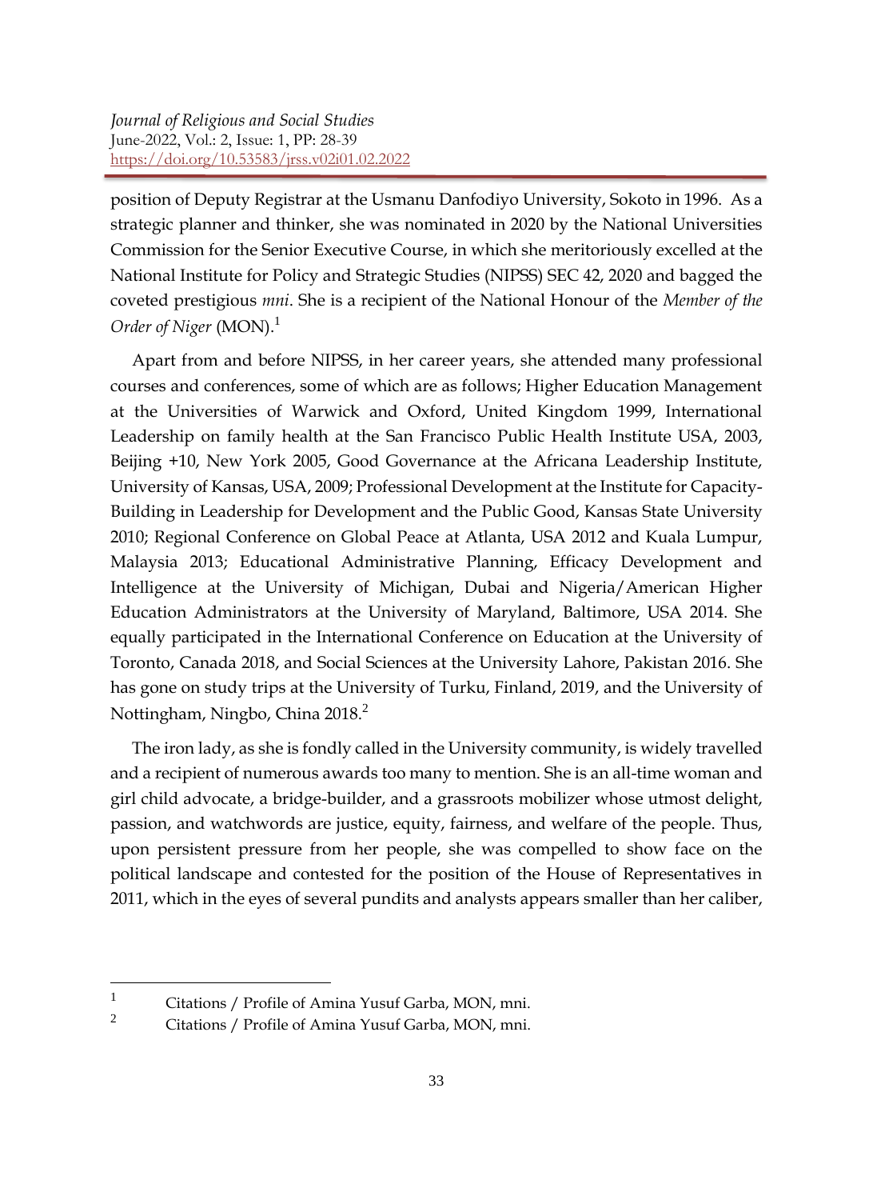position of Deputy Registrar at the Usmanu Danfodiyo University, Sokoto in 1996. As a strategic planner and thinker, she was nominated in 2020 by the National Universities Commission for the Senior Executive Course, in which she meritoriously excelled at the National Institute for Policy and Strategic Studies (NIPSS) SEC 42, 2020 and bagged the coveted prestigious *mni*. She is a recipient of the National Honour of the *Member of the Order of Niger* (MON).[1]

Apart from and before NIPSS, in her career years, she attended many professional courses and conferences, some of which are as follows; Higher Education Management at the Universities of Warwick and Oxford, United Kingdom 1999, International Leadership on family health at the San Francisco Public Health Institute USA, 2003, Beijing +10, New York 2005, Good Governance at the Africana Leadership Institute, University of Kansas, USA, 2009; Professional Development at the Institute for Capacity-Building in Leadership for Development and the Public Good, Kansas State University 2010; Regional Conference on Global Peace at Atlanta, USA 2012 and Kuala Lumpur, Malaysia 2013; Educational Administrative Planning, Efficacy Development and Intelligence at the University of Michigan, Dubai and Nigeria/American Higher Education Administrators at the University of Maryland, Baltimore, USA 2014. She equally participated in the International Conference on Education at the University of Toronto, Canada 2018, and Social Sciences at the University Lahore, Pakistan 2016. She has gone on study trips at the University of Turku, Finland, 2019, and the University of Nottingham, Ningbo, China 2018.[2]

The iron lady, as she is fondly called in the University community, is widely travelled and a recipient of numerous awards too many to mention. She is an all-time woman and girl child advocate, a bridge-builder, and a grassroots mobilizer whose utmost delight, passion, and watchwords are justice, equity, fairness, and welfare of the people. Thus, upon persistent pressure from her people, she was compelled to show face on the political landscape and contested for the position of the House of Representatives in 2011, which in the eyes of several pundits and analysts appears smaller than her caliber,

---

[1] Citations / Profile of Amina Yusuf Garba, MON, mni.

[2] Citations / Profile of Amina Yusuf Garba, MON, mni.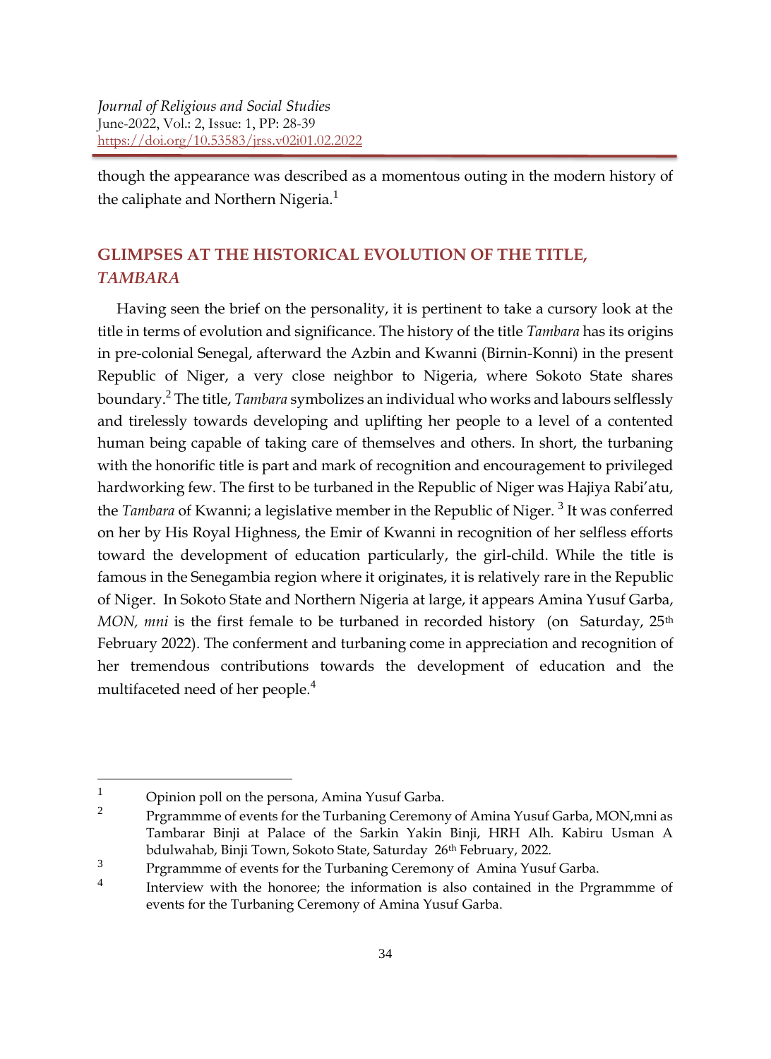though the appearance was described as a momentous outing in the modern history of the caliphate and Northern Nigeria.[1]

## GLIMPSES AT THE HISTORICAL EVOLUTION OF THE TITLE, *TAMBARA*

Having seen the brief on the personality, it is pertinent to take a cursory look at the title in terms of evolution and significance. The history of the title *Tambara* has its origins in pre-colonial Senegal, afterward the Azbin and Kwanni (Birnin-Konni) in the present Republic of Niger, a very close neighbor to Nigeria, where Sokoto State shares boundary.[2] The title, *Tambara* symbolizes an individual who works and labours selflessly and tirelessly towards developing and uplifting her people to a level of a contented human being capable of taking care of themselves and others. In short, the turbaning with the honorific title is part and mark of recognition and encouragement to privileged hardworking few. The first to be turbaned in the Republic of Niger was Hajiya Rabi'atu, the *Tambara* of Kwanni; a legislative member in the Republic of Niger. [3] It was conferred on her by His Royal Highness, the Emir of Kwanni in recognition of her selfless efforts toward the development of education particularly, the girl-child. While the title is famous in the Senegambia region where it originates, it is relatively rare in the Republic of Niger. In Sokoto State and Northern Nigeria at large, it appears Amina Yusuf Garba, *MON, mni* is the first female to be turbaned in recorded history (on Saturday, 25th February 2022). The conferment and turbaning come in appreciation and recognition of her tremendous contributions towards the development of education and the multifaceted need of her people.[4]

---

1. Opinion poll on the persona, Amina Yusuf Garba.
2. Prgrammme of events for the Turbaning Ceremony of Amina Yusuf Garba, MON,mni as Tambarar Binji at Palace of the Sarkin Yakin Binji, HRH Alh. Kabiru Usman A bdulwahab, Binji Town, Sokoto State, Saturday 26th February, 2022.
3. Prgrammme of events for the Turbaning Ceremony of Amina Yusuf Garba.
4. Interview with the honoree; the information is also contained in the Prgrammme of events for the Turbaning Ceremony of Amina Yusuf Garba.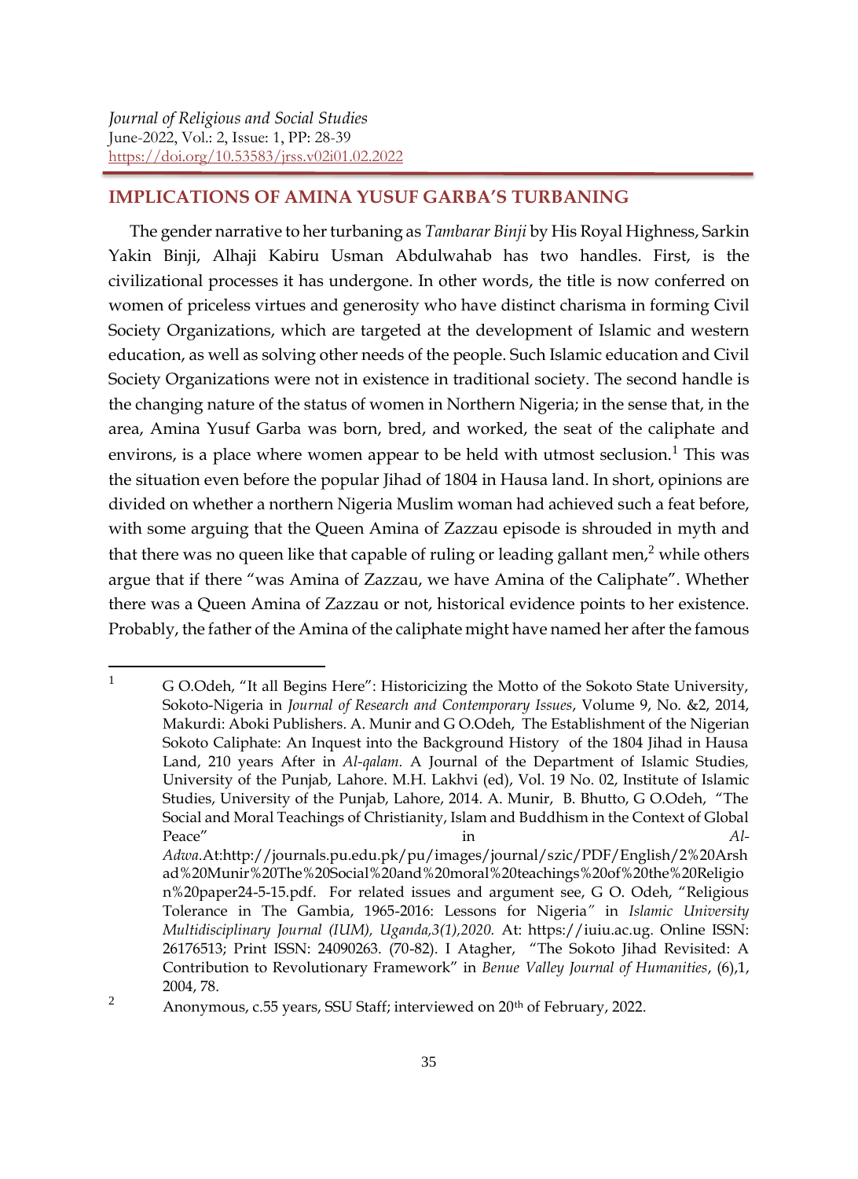## IMPLICATIONS OF AMINA YUSUF GARBA'S TURBANING

The gender narrative to her turbaning as *Tambarar Binji* by His Royal Highness, Sarkin Yakin Binji, Alhaji Kabiru Usman Abdulwahab has two handles. First, is the civilizational processes it has undergone. In other words, the title is now conferred on women of priceless virtues and generosity who have distinct charisma in forming Civil Society Organizations, which are targeted at the development of Islamic and western education, as well as solving other needs of the people. Such Islamic education and Civil Society Organizations were not in existence in traditional society. The second handle is the changing nature of the status of women in Northern Nigeria; in the sense that, in the area, Amina Yusuf Garba was born, bred, and worked, the seat of the caliphate and environs, is a place where women appear to be held with utmost seclusion.[1] This was the situation even before the popular Jihad of 1804 in Hausa land. In short, opinions are divided on whether a northern Nigeria Muslim woman had achieved such a feat before, with some arguing that the Queen Amina of Zazzau episode is shrouded in myth and that there was no queen like that capable of ruling or leading gallant men,[2] while others argue that if there "was Amina of Zazzau, we have Amina of the Caliphate". Whether there was a Queen Amina of Zazzau or not, historical evidence points to her existence. Probably, the father of the Amina of the caliphate might have named her after the famous

---

[1] G O.Odeh, "It all Begins Here": Historicizing the Motto of the Sokoto State University, Sokoto-Nigeria in *Journal of Research and Contemporary Issues*, Volume 9, No. &2, 2014, Makurdi: Aboki Publishers. A. Munir and G O.Odeh, The Establishment of the Nigerian Sokoto Caliphate: An Inquest into the Background History of the 1804 Jihad in Hausa Land, 210 years After in *Al-qalam.* A Journal of the Department of Islamic Studies, University of the Punjab, Lahore. M.H. Lakhvi (ed), Vol. 19 No. 02, Institute of Islamic Studies, University of the Punjab, Lahore, 2014. A. Munir, B. Bhutto, G O.Odeh, "The Social and Moral Teachings of Christianity, Islam and Buddhism in the Context of Global Peace" in *Al-Adwa*.At:http://journals.pu.edu.pk/pu/images/journal/szic/PDF/English/2%20Arshad%20Munir%20The%20Social%20and%20moral%20teachings%20of%20the%20Religion%20paper24-5-15.pdf. For related issues and argument see, G O. Odeh, "Religious Tolerance in The Gambia, 1965-2016: Lessons for Nigeria" in *Islamic University Multidisciplinary Journal (IUM), Uganda,3(1),2020.* At: https://iuiu.ac.ug. Online ISSN: 26176513; Print ISSN: 24090263. (70-82). I Atagher, "The Sokoto Jihad Revisited: A Contribution to Revolutionary Framework" in *Benue Valley Journal of Humanities*, (6),1, 2004, 78.

[2] Anonymous, c.55 years, SSU Staff; interviewed on 20th of February, 2022.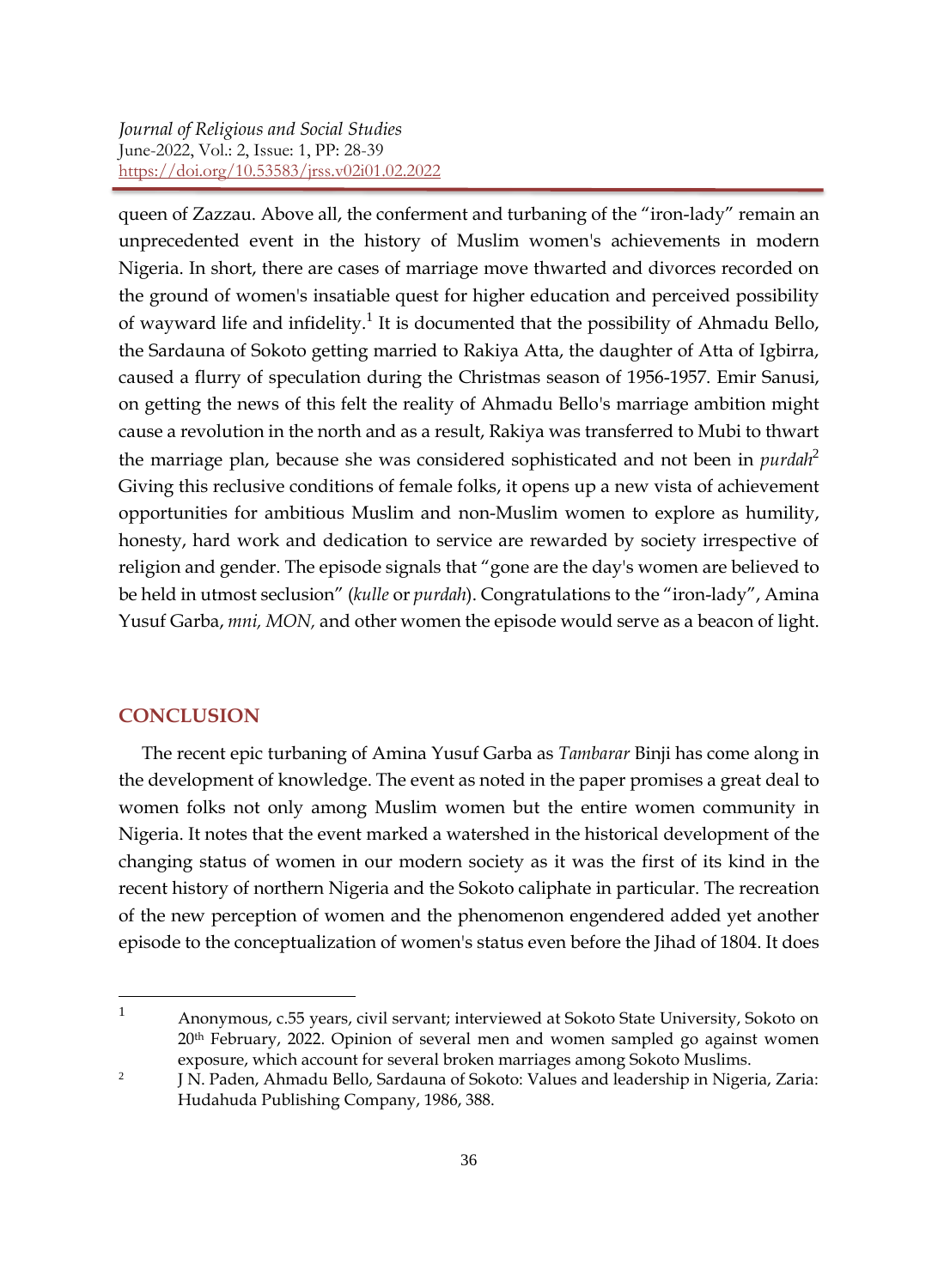queen of Zazzau. Above all, the conferment and turbaning of the "iron-lady" remain an unprecedented event in the history of Muslim women's achievements in modern Nigeria. In short, there are cases of marriage move thwarted and divorces recorded on the ground of women's insatiable quest for higher education and perceived possibility of wayward life and infidelity.[1] It is documented that the possibility of Ahmadu Bello, the Sardauna of Sokoto getting married to Rakiya Atta, the daughter of Atta of Igbirra, caused a flurry of speculation during the Christmas season of 1956-1957. Emir Sanusi, on getting the news of this felt the reality of Ahmadu Bello's marriage ambition might cause a revolution in the north and as a result, Rakiya was transferred to Mubi to thwart the marriage plan, because she was considered sophisticated and not been in *purdah*[2] Giving this reclusive conditions of female folks, it opens up a new vista of achievement opportunities for ambitious Muslim and non-Muslim women to explore as humility, honesty, hard work and dedication to service are rewarded by society irrespective of religion and gender. The episode signals that "gone are the day's women are believed to be held in utmost seclusion" (*kulle* or *purdah*). Congratulations to the "iron-lady", Amina Yusuf Garba, *mni, MON,* and other women the episode would serve as a beacon of light.

## CONCLUSION

The recent epic turbaning of Amina Yusuf Garba as *Tambarar* Binji has come along in the development of knowledge. The event as noted in the paper promises a great deal to women folks not only among Muslim women but the entire women community in Nigeria. It notes that the event marked a watershed in the historical development of the changing status of women in our modern society as it was the first of its kind in the recent history of northern Nigeria and the Sokoto caliphate in particular. The recreation of the new perception of women and the phenomenon engendered added yet another episode to the conceptualization of women's status even before the Jihad of 1804. It does

---

[1] Anonymous, c.55 years, civil servant; interviewed at Sokoto State University, Sokoto on 20th February, 2022. Opinion of several men and women sampled go against women exposure, which account for several broken marriages among Sokoto Muslims.

[2] J N. Paden, Ahmadu Bello, Sardauna of Sokoto: Values and leadership in Nigeria, Zaria: Hudahuda Publishing Company, 1986, 388.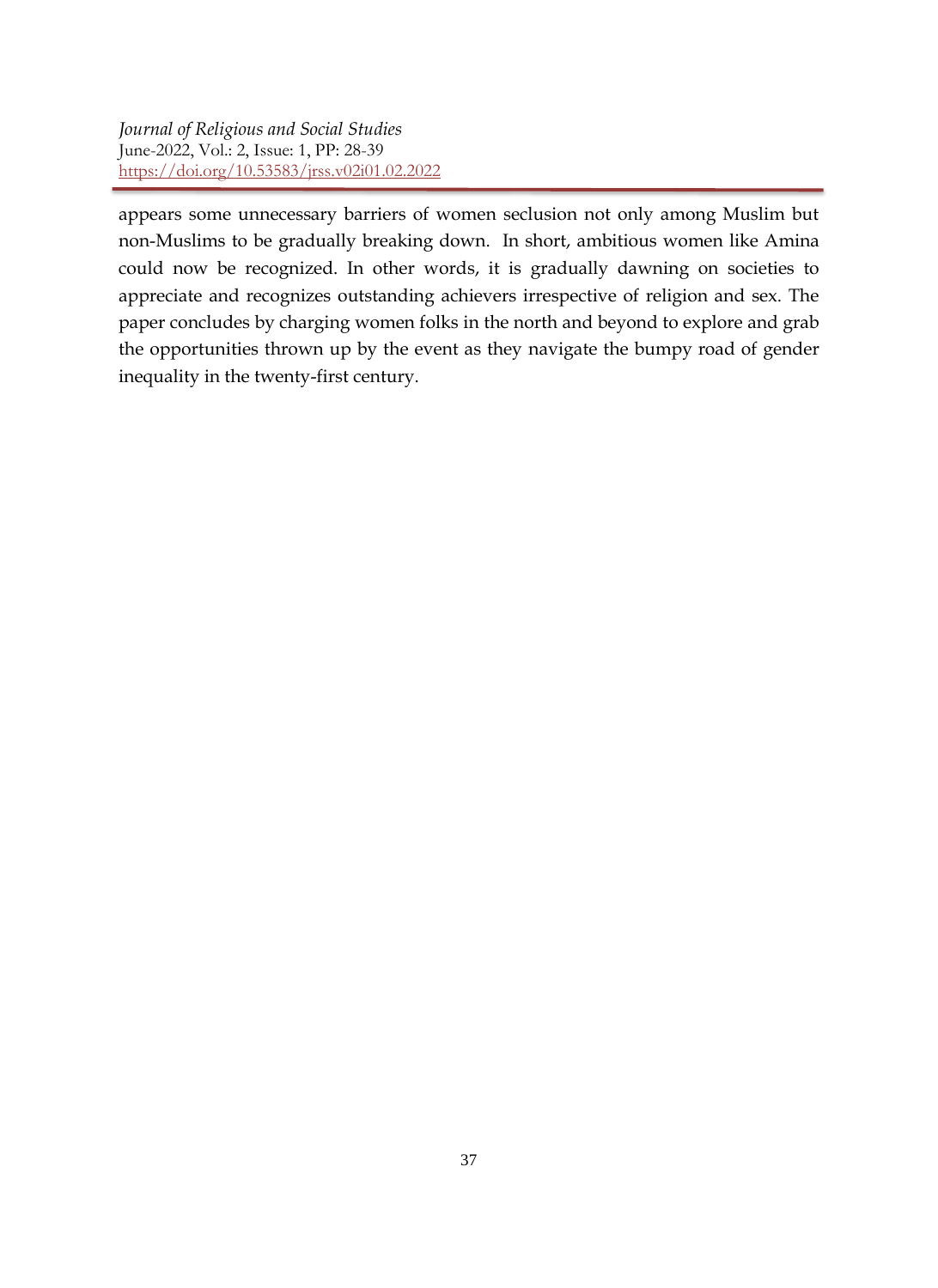appears some unnecessary barriers of women seclusion not only among Muslim but non-Muslims to be gradually breaking down. In short, ambitious women like Amina could now be recognized. In other words, it is gradually dawning on societies to appreciate and recognizes outstanding achievers irrespective of religion and sex. The paper concludes by charging women folks in the north and beyond to explore and grab the opportunities thrown up by the event as they navigate the bumpy road of gender inequality in the twenty-first century.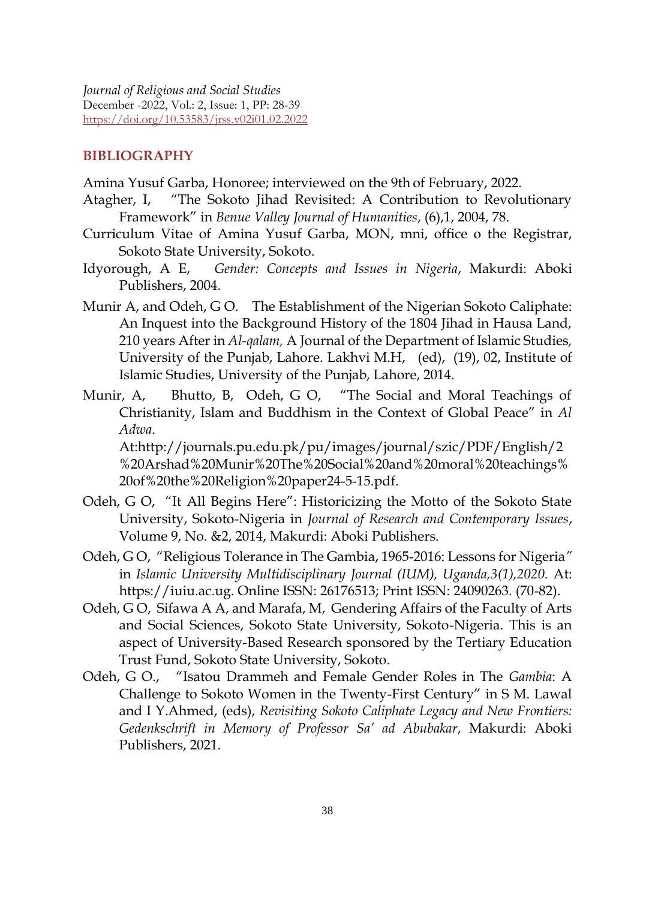## BIBLIOGRAPHY

Amina Yusuf Garba, Honoree; interviewed on the 9th of February, 2022.

Atagher, I, "The Sokoto Jihad Revisited: A Contribution to Revolutionary Framework" in *Benue Valley Journal of Humanities*, (6),1, 2004, 78.

Curriculum Vitae of Amina Yusuf Garba, MON, mni, office o the Registrar, Sokoto State University, Sokoto.

Idyorough, A E, *Gender: Concepts and Issues in Nigeria*, Makurdi: Aboki Publishers, 2004.

Munir A, and Odeh, G O. The Establishment of the Nigerian Sokoto Caliphate: An Inquest into the Background History of the 1804 Jihad in Hausa Land, 210 years After in *Al-qalam,* A Journal of the Department of Islamic Studies, University of the Punjab, Lahore. Lakhvi M.H, (ed), (19), 02, Institute of Islamic Studies, University of the Punjab, Lahore, 2014.

Munir, A, Bhutto, B, Odeh, G O, "The Social and Moral Teachings of Christianity, Islam and Buddhism in the Context of Global Peace" in *Al Adwa*. At:http://journals.pu.edu.pk/pu/images/journal/szic/PDF/English/2%20Arshad%20Munir%20The%20Social%20and%20moral%20teachings%20of%20the%20Religion%20paper24-5-15.pdf.

Odeh, G O, "It All Begins Here": Historicizing the Motto of the Sokoto State University, Sokoto-Nigeria in *Journal of Research and Contemporary Issues*, Volume 9, No. &2, 2014, Makurdi: Aboki Publishers.

Odeh, G O, "Religious Tolerance in The Gambia, 1965-2016: Lessons for Nigeria" in *Islamic University Multidisciplinary Journal (IUM), Uganda,3(1),2020.* At: https://iuiu.ac.ug. Online ISSN: 26176513; Print ISSN: 24090263. (70-82).

Odeh, G O, Sifawa A A, and Marafa, M, Gendering Affairs of the Faculty of Arts and Social Sciences, Sokoto State University, Sokoto-Nigeria. This is an aspect of University-Based Research sponsored by the Tertiary Education Trust Fund, Sokoto State University, Sokoto.

Odeh, G O., "Isatou Drammeh and Female Gender Roles in The *Gambia*: A Challenge to Sokoto Women in the Twenty-First Century" in S M. Lawal and I Y.Ahmed, (eds), *Revisiting Sokoto Caliphate Legacy and New Frontiers: Gedenkschrift in Memory of Professor Sa' ad Abubakar*, Makurdi: Aboki Publishers, 2021.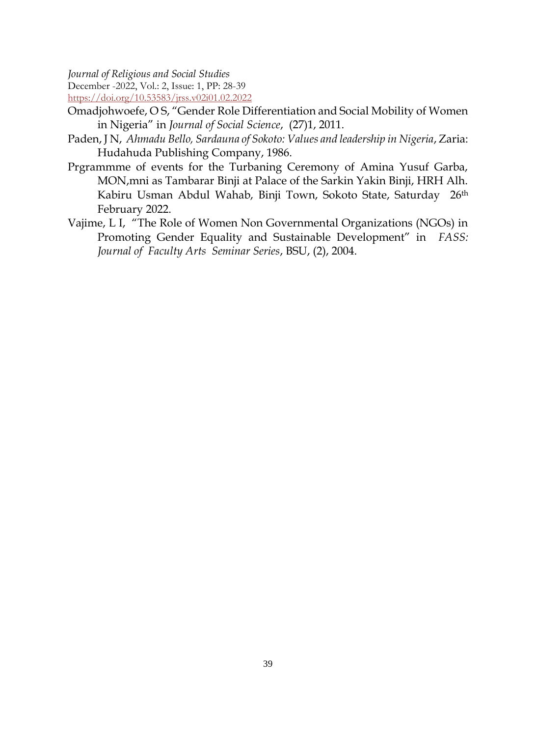Omadjohwoefe, O S, “Gender Role Differentiation and Social Mobility of Women in Nigeria” in *Journal of Social Science*, (27)1, 2011.

Paden, J N, *Ahmadu Bello, Sardauna of Sokoto: Values and leadership in Nigeria*, Zaria: Hudahuda Publishing Company, 1986.

Prgrammme of events for the Turbaning Ceremony of Amina Yusuf Garba, MON,mni as Tambarar Binji at Palace of the Sarkin Yakin Binji, HRH Alh. Kabiru Usman Abdul Wahab, Binji Town, Sokoto State, Saturday 26th February 2022.

Vajime, L I, “The Role of Women Non Governmental Organizations (NGOs) in Promoting Gender Equality and Sustainable Development” in *FASS: Journal of Faculty Arts Seminar Series*, BSU, (2), 2004.